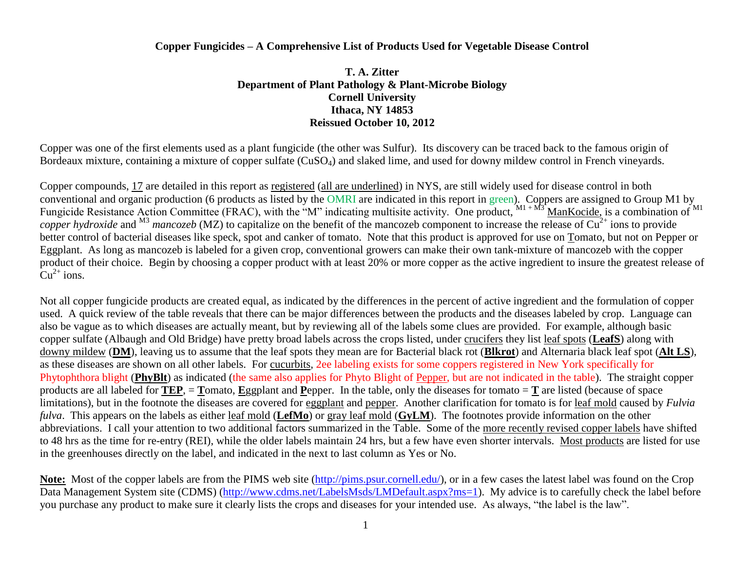# Copper Fungicides – A Comprehensive List of Products Used for Vegetable Disease Control

**T. A. Zitter**
**Department of Plant Pathology & Plant-Microbe Biology**
**Cornell University**
**Ithaca, NY 14853**
**Reissued October 10, 2012**

Copper was one of the first elements used as a plant fungicide (the other was Sulfur). Its discovery can be traced back to the famous origin of Bordeaux mixture, containing a mixture of copper sulfate ($CuSO_4$) and slaked lime, and used for downy mildew control in French vineyards.

Copper compounds, 17 are detailed in this report as registered (all are underlined) in NYS, are still widely used for disease control in both conventional and organic production (6 products as listed by the OMRI are indicated in this report in green). Coppers are assigned to Group M1 by Fungicide Resistance Action Committee (FRAC), with the "M" indicating multisite activity. One product, [M1 + M3] ManKocide, is a combination of [M1] *copper hydroxide* and [M3] *mancozeb* (MZ) to capitalize on the benefit of the mancozeb component to increase the release of $Cu^{2+}$ ions to provide better control of bacterial diseases like speck, spot and canker of tomato. Note that this product is approved for use on Tomato, but not on Pepper or Eggplant. As long as mancozeb is labeled for a given crop, conventional growers can make their own tank-mixture of mancozeb with the copper product of their choice. Begin by choosing a copper product with at least 20% or more copper as the active ingredient to insure the greatest release of $Cu^{2+}$ ions.

Not all copper fungicide products are created equal, as indicated by the differences in the percent of active ingredient and the formulation of copper used. A quick review of the table reveals that there can be major differences between the products and the diseases labeled by crop. Language can also be vague as to which diseases are actually meant, but by reviewing all of the labels some clues are provided. For example, although basic copper sulfate (Albaugh and Old Bridge) have pretty broad labels across the crops listed, under crucifers they list leaf spots (**LeafS**) along with downy mildew (**DM**), leaving us to assume that the leaf spots they mean are for Bacterial black rot (**Blkrot**) and Alternaria black leaf spot (**Alt LS**), as these diseases are shown on all other labels. For cucurbits, 2ee labeling exists for some coppers registered in New York specifically for Phytophthora blight (**PhyBlt**) as indicated (the same also applies for Phyto Blight of Pepper, but are not indicated in the table). The straight copper products are all labeled for **TEP**, = **T**omato, **E**ggplant and **P**epper. In the table, only the diseases for tomato = **T** are listed (because of space limitations), but in the footnote the diseases are covered for eggplant and pepper. Another clarification for tomato is for leaf mold caused by *Fulvia fulva*. This appears on the labels as either leaf mold (**LefMo**) or gray leaf mold (**GyLM**). The footnotes provide information on the other abbreviations. I call your attention to two additional factors summarized in the Table. Some of the more recently revised copper labels have shifted to 48 hrs as the time for re-entry (REI), while the older labels maintain 24 hrs, but a few have even shorter intervals. Most products are listed for use in the greenhouses directly on the label, and indicated in the next to last column as Yes or No.

**Note:** Most of the copper labels are from the PIMS web site (http://pims.psur.cornell.edu/), or in a few cases the latest label was found on the Crop Data Management System site (CDMS) (http://www.cdms.net/LabelsMsds/LMDefault.aspx?ms=1). My advice is to carefully check the label before you purchase any product to make sure it clearly lists the crops and diseases for your intended use. As always, "the label is the law".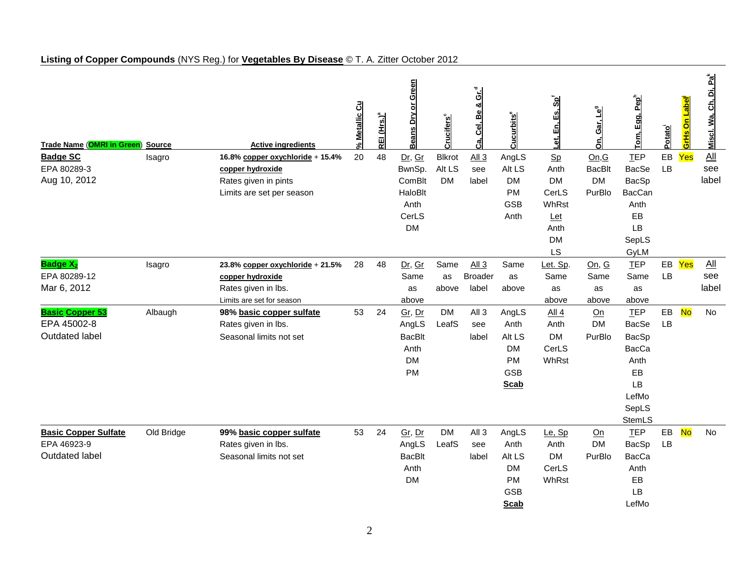**Listing of Copper Compounds** (NYS Reg.) for **Vegetables By Disease** © T. A. Zitter October 2012

| **Trade Name (OMRI in Green)** | **Source** | **Active ingredients** | **% Metallic Cu** | **REI (Hrs.)[a]** | **Beans Dry or Green** | **Crucifers[c]** | **Ca, Cel, Be & Gr.[d]** | **Cucurbits[e]** | **Let, En, Es, Sp[f]** | **On, Gar, Le[g]** | **Tom, Egg, Pep[h]** | **Potato[i]** | **GrHs On Label[j]** | **Miscl. Wa, Ch, Di, Pa[k]** |
|---|---|---|---|---|---|---|---|---|---|---|---|---|---|---|
| **Badge SC**<br>EPA 80289-3<br>Aug 10, 2012 | Isagro | **16.8% copper oxychloride + 15.4% copper hydroxide**<br>Rates given in pints<br>Limits are set per season | 20 | 48 | Dr, Gr<br>BwnSp.<br>ComBlt<br>HaloBlt<br>Anth<br>CerLS<br>DM | Blkrot<br>Alt LS<br>DM | All 3<br>see<br>label | AngLS<br>Alt LS<br>DM<br>PM<br>GSB<br>Anth | Sp<br>Anth<br>DM<br>CerLS<br>WhRst<br>Let<br>Anth<br>DM<br>LS | On,G<br>BacBlt<br>DM<br>PurBlo | TEP<br>BacSe<br>BacSp<br>BacCan<br>Anth<br>EB<br>LB<br>SepLS<br>GyLM | EB<br>LB | Yes | All<br>see<br>label |
| **Badge $X_2$**<br>EPA 80289-12<br>Mar 6, 2012 | Isagro | **23.8% copper oxychloride + 21.5% copper hydroxide**<br>Rates given in lbs.<br>Limits are set for season | 28 | 48 | Dr, Gr<br>Same<br>as<br>above | Same<br>as<br>above | All 3<br>Broader<br>label | Same<br>as<br>above | Let. Sp.<br>Same<br>as<br>above | On, G<br>Same<br>as<br>above | TEP<br>Same<br>as<br>above | EB<br>LB | Yes | All<br>see<br>label |
| **Basic Copper 53**<br>EPA 45002-8<br>Outdated label | Albaugh | **98% basic copper sulfate**<br>Rates given in lbs.<br>Seasonal limits not set | 53 | 24 | Gr, Dr<br>AngLS<br>BacBlt<br>Anth<br>DM<br>PM | DM<br>LeafS | All 3<br>see<br>label | AngLS<br>Anth<br>Alt LS<br>DM<br>PM<br>GSB<br>**Scab** | All 4<br>Anth<br>DM<br>CerLS<br>WhRst | On<br>DM<br>PurBlo | TEP<br>BacSe<br>BacSp<br>BacCa<br>Anth<br>EB<br>LB<br>LefMo<br>SepLS<br>StemLS | EB<br>LB | No | No |
| **Basic Copper Sulfate**<br>EPA 46923-9<br>Outdated label | Old Bridge | **99% basic copper sulfate**<br>Rates given in lbs.<br>Seasonal limits not set | 53 | 24 | Gr, Dr<br>AngLS<br>BacBlt<br>Anth<br>DM | DM<br>LeafS | All 3<br>see<br>label | AngLS<br>Anth<br>Alt LS<br>DM<br>PM<br>GSB<br>**Scab** | Le, Sp<br>Anth<br>DM<br>CerLS<br>WhRst | On<br>DM<br>PurBlo | TEP<br>BacSp<br>BacCa<br>Anth<br>EB<br>LB<br>LefMo | EB<br>LB | No | No |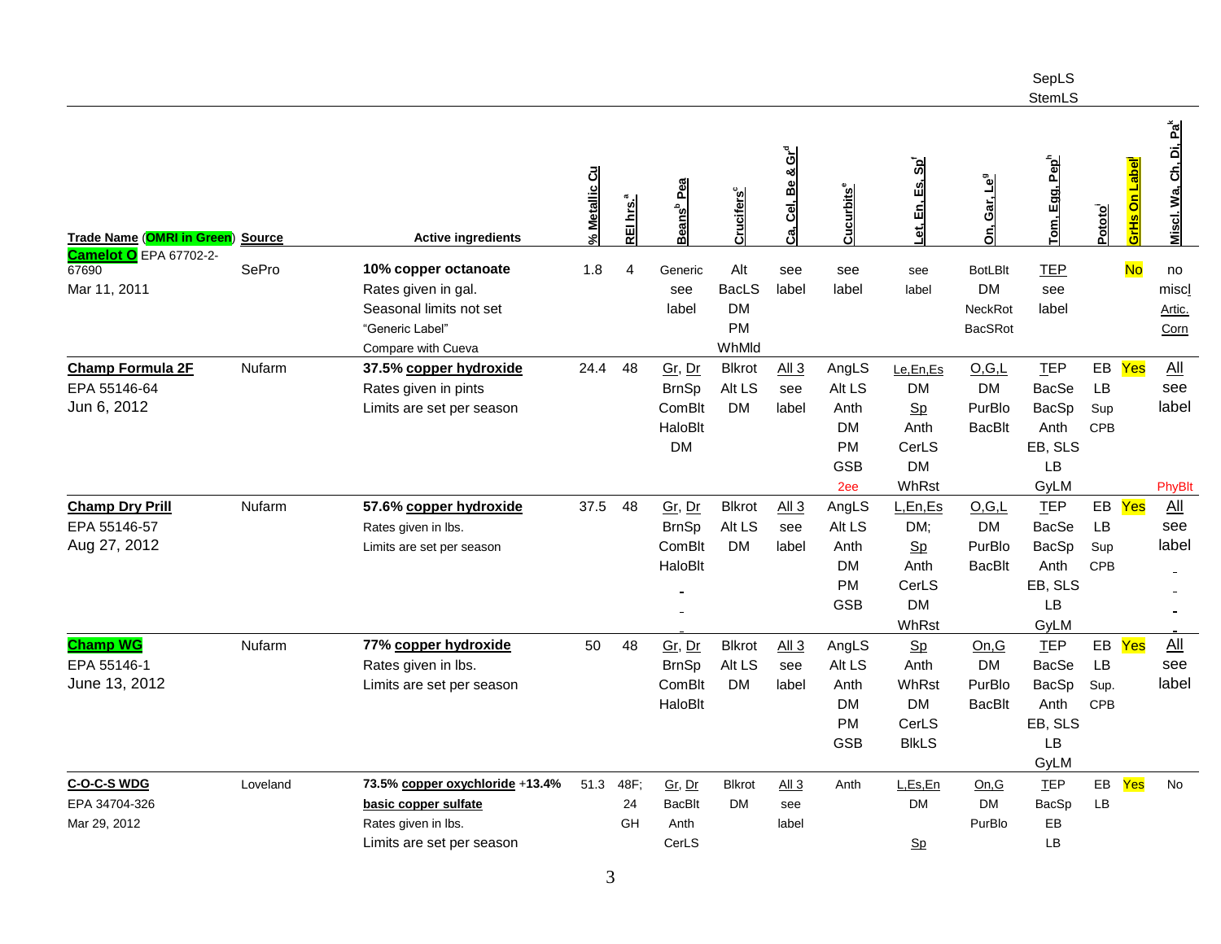| Trade Name (OMRI in Green) | Source | Active ingredients | % Metallic Cu | REI hrs.[a] | Beans[b] Pea | Crucifers[c] | Ca, Cel, Be & Gr[d] | Cucurbits[e] | Let, En, Es, Sp[f] | On, Gar, Le[g] | Tom, Egg, Pep[h] SepLS StemLS | Pototo[i] | GrHs On Label | Misc. Wa, Ch, Di, Pa[k] |
|---|---|---|---|---|---|---|---|---|---|---|---|---|---|---|
| **Camelot O** EPA 67702-2-67690 Mar 11, 2011 | SePro | **10% copper octanoate** Rates given in gal. Seasonal limits not set "Generic Label" Compare with Cueva | 1.8 | 4 | Generic see label | Alt BacLS DM PM WhMld | see label | see label | see label | BotLBlt DM NeckRot BacSRot | TEP see label | | No | no miscl Artic. Corn |
| **Champ Formula 2F** EPA 55146-64 Jun 6, 2012 | Nufarm | **37.5% copper hydroxide** Rates given in pints Limits are set per season | 24.4 | 48 | Gr, Dr BrnSp ComBlt HaloBlt DM | Blkrot Alt LS DM | All 3 see label | AngLS Alt LS Anth DM PM GSB 2ee | Le,En,Es DM Sp Anth CerLS DM WhRst | O,G,L DM PurBlo BacBlt | TEP BacSe BacSp Anth EB, SLS LB GyLM | EB LB Sup CPB | Yes | All see label PhyBlt |
| **Champ Dry Prill** EPA 55146-57 Aug 27, 2012 | Nufarm | **57.6% copper hydroxide** Rates given in lbs. Limits are set per season | 37.5 | 48 | Gr, Dr BrnSp ComBlt HaloBlt | Blkrot Alt LS DM | All 3 see label | AngLS Alt LS Anth DM PM GSB | L,En,Es DM; Sp Anth CerLS DM WhRst | O,G,L DM PurBlo BacBlt | TEP BacSe BacSp Anth EB, SLS LB GyLM | EB LB Sup CPB | Yes | All see label |
| **Champ WG** EPA 55146-1 June 13, 2012 | Nufarm | **77% copper hydroxide** Rates given in lbs. Limits are set per season | 50 | 48 | Gr, Dr BrnSp ComBlt HaloBlt | Blkrot Alt LS DM | All 3 see label | AngLS Alt LS Anth DM PM GSB | Sp Anth WhRst DM CerLS BlkLS | On,G DM PurBlo BacBlt | TEP BacSe BacSp Anth EB, SLS LB GyLM | EB LB Sup. CPB | Yes | All see label |
| **C-O-C-S WDG** EPA 34704-326 Mar 29, 2012 | Loveland | **73.5% copper oxychloride +13.4% basic copper sulfate** Rates given in lbs. Limits are set per season | 51.3 | 48F; 24 GH | Gr, Dr BacBlt Anth CerLS | Blkrot DM | All 3 see label | Anth | L,Es,En DM Sp | On,G DM PurBlo | TEP BacSp EB LB | EB LB | Yes | No |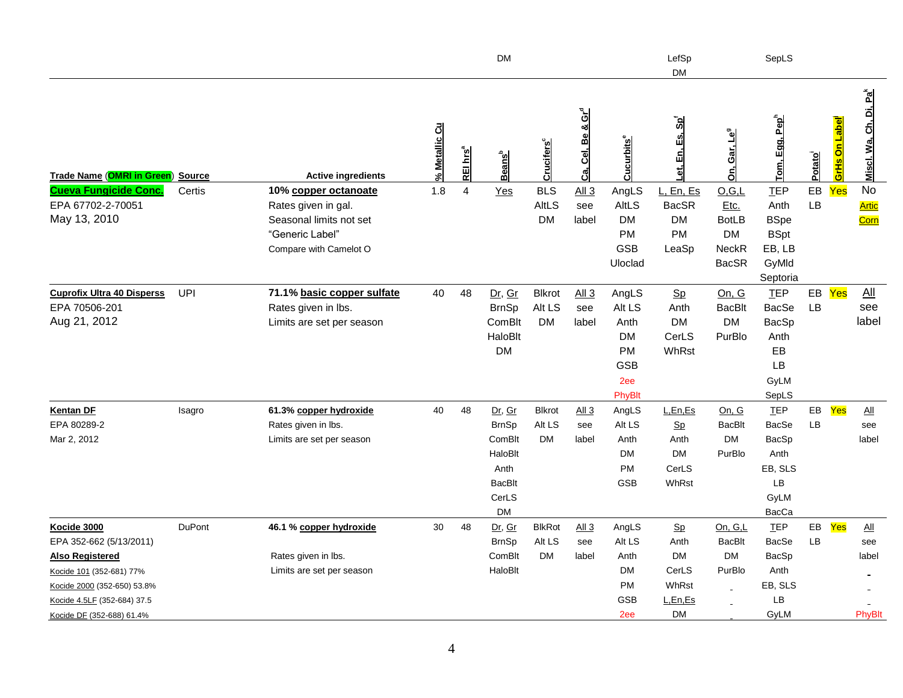| | | | | | DM | | | | LefSp DM | | SepLS | | | |
|---|---|---|---|---|---|---|---|---|---|---|---|---|---|---|
| Trade Name (OMRI in Green) | Source | Active ingredients | % Metallic Cu | REI hrs[a] | Beans[b] | Crucifers[c] | Ca, Cel, Be & Gr[d] | Cucurbits[e] | Let, En, Es, Sp[f] | On, Gar, Le[g] | Tom, Egg, Pep[h] | Potato[i] | GrHs On Label[j] | Misc. Wa, Ch, Di, Pa[k] |
| Cueva Fungicide Conc.<br>EPA 67702-2-70051<br>May 13, 2010 | Certis | 10% copper octanoate<br>Rates given in gal.<br>Seasonal limits not set<br>"Generic Label"<br>Compare with Camelot O | 1.8 | 4 | Yes | BLS<br>AltLS<br>DM | All 3<br>see<br>label | AngLS<br>AltLS<br>DM<br>PM<br>GSB<br>Uloclad | L, En, Es<br>BacSR<br>DM<br>PM<br>LeaSp | O,G,L<br>Etc.<br>BotLB<br>DM<br>NeckR<br>BacSR | TEP<br>Anth<br>BSpe<br>BSpt<br>EB, LB<br>GyMld<br>Septoria | EB<br>LB | Yes | No<br>Artic<br>Corn |
| Cuprofix Ultra 40 Disperss<br>EPA 70506-201<br>Aug 21, 2012 | UPI | 71.1% basic copper sulfate<br>Rates given in lbs.<br>Limits are set per season | 40 | 48 | Dr, Gr<br>BrnSp<br>ComBlt<br>HaloBlt<br>DM | Blkrot<br>Alt LS<br>DM | All 3<br>see<br>label | AngLS<br>Alt LS<br>Anth<br>DM<br>PM<br>GSB<br>2ee<br>PhyBlt | Sp<br>Anth<br>DM<br>CerLS<br>WhRst | On, G<br>BacBlt<br>DM<br>PurBlo | TEP<br>BacSe<br>BacSp<br>Anth<br>EB<br>LB<br>GyLM<br>SepLS | EB<br>LB | Yes | All<br>see<br>label |
| Kentan DF<br>EPA 80289-2<br>Mar 2, 2012 | Isagro | 61.3% copper hydroxide<br>Rates given in lbs.<br>Limits are set per season | 40 | 48 | Dr, Gr<br>BrnSp<br>ComBlt<br>HaloBlt<br>Anth<br>BacBlt<br>CerLS<br>DM | Blkrot<br>Alt LS<br>DM | All 3<br>see<br>label | AngLS<br>Alt LS<br>Anth<br>DM<br>PM<br>GSB | L,En,Es<br>Sp<br>Anth<br>DM<br>CerLS<br>WhRst | On, G<br>BacBlt<br>DM<br>PurBlo | TEP<br>BacSe<br>BacSp<br>Anth<br>EB, SLS<br>LB<br>GyLM<br>BacCa | EB<br>LB | Yes | All<br>see<br>label |
| Kocide 3000<br>EPA 352-662 (5/13/2011)<br>Also Registered<br>Kocide 101 (352-681) 77%<br>Kocide 2000 (352-650) 53.8%<br>Kocide 4.5LF (352-684) 37.5<br>Kocide DF (352-688) 61.4% | DuPont | 46.1 % copper hydroxide<br>Rates given in lbs.<br>Limits are set per season | 30 | 48 | Dr, Gr<br>BrnSp<br>ComBlt<br>HaloBlt | BlkRot<br>Alt LS<br>DM | All 3<br>see<br>label | AngLS<br>Alt LS<br>Anth<br>DM<br>PM<br>GSB<br>2ee | Sp<br>Anth<br>DM<br>CerLS<br>WhRst<br>L,En,Es<br>DM | On, G,L<br>BacBlt<br>DM<br>PurBlo | TEP<br>BacSe<br>BacSp<br>Anth<br>EB, SLS<br>LB<br>GyLM | EB<br>LB | Yes | All<br>see<br>label<br>PhyBlt |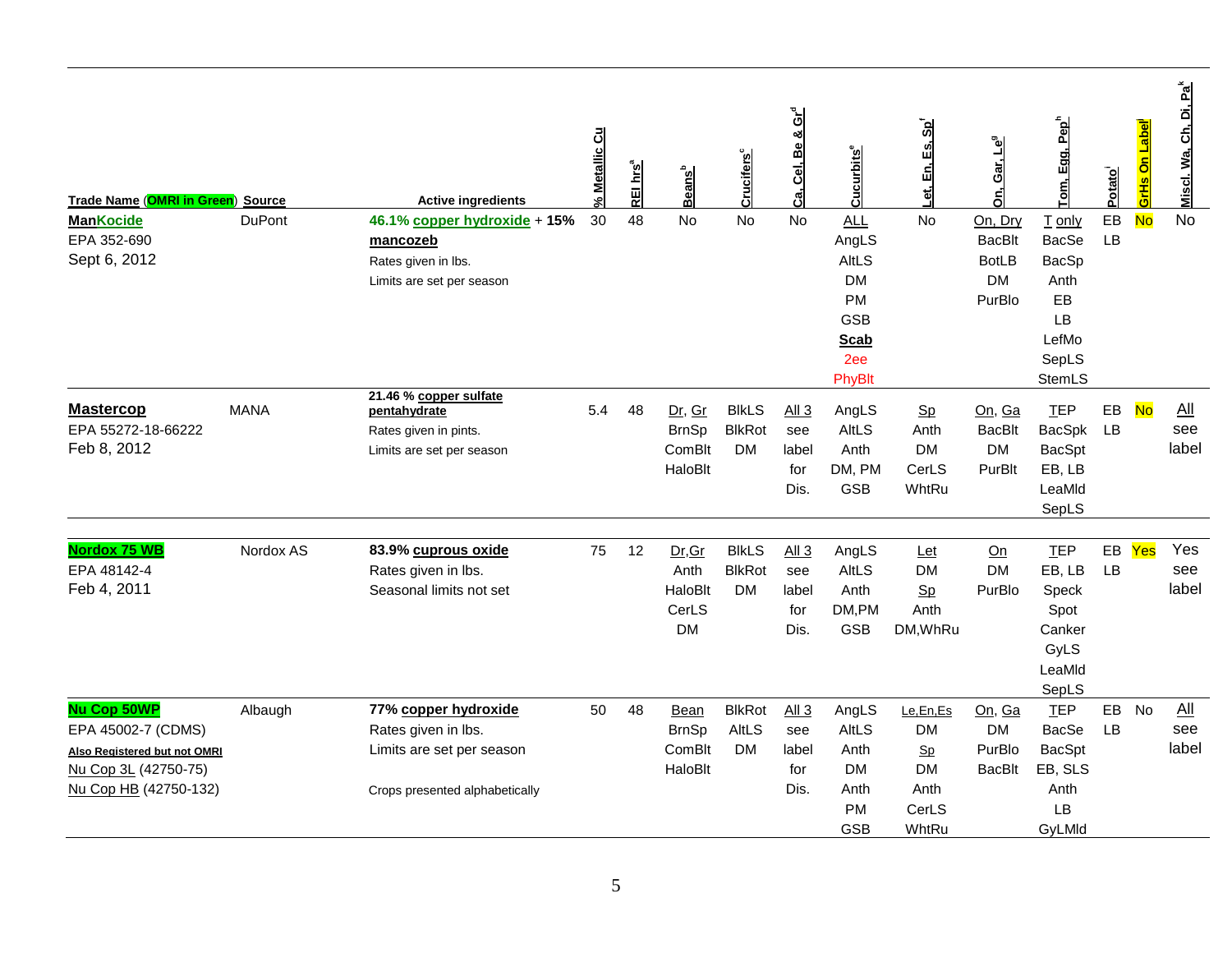| Trade Name (OMRI in Green) | Source | Active ingredients | % Metallic Cu | REI hrs[a] | Beans[b] | Crucifers[c] | Ca, Cel, Be & Gr[d] | Cucurbits[e] | Let, En, Es, Sp[f] | On, Gar, Le[g] | Tom, Egg, Pep[h] | Potato[i] | GrHs On Label[j] | Miscl. Wa, Ch, Di, Pa[k] |
|---|---|---|---|---|---|---|---|---|---|---|---|---|---|---|
| **ManKocide** EPA 352-690 Sept 6, 2012 | DuPont | **46.1% copper hydroxide** + **15% mancozeb** Rates given in lbs. Limits are set per season | 30 | 48 | No | No | No | ALL AngLS AltLS DM PM GSB **Scab** 2ee PhyBlt | No | On, Dry BacBlt BotLB DM PurBlo | T only BacSe BacSp Anth EB LB LefMo SepLS StemLS | EB LB | No | No |
| **Mastercop** EPA 55272-18-66222 Feb 8, 2012 | MANA | **21.46 % copper sulfate pentahydrate** Rates given in pints. Limits are set per season | 5.4 | 48 | Dr, Gr BrnSp ComBlt HaloBlt | BlkLS BlkRot DM | All 3 see label for Dis. | AngLS AltLS Anth DM, PM GSB | Sp Anth DM CerLS WhtRu | On, Ga BacBlt DM PurBlt | TEP BacSpk BacSpt EB, LB LeaMld SepLS | EB LB | No | All see label |
| **Nordox 75 WB** EPA 48142-4 Feb 4, 2011 | Nordox AS | **83.9% cuprous oxide** Rates given in lbs. Seasonal limits not set | 75 | 12 | Dr,Gr Anth HaloBlt CerLS DM | BlkLS BlkRot DM | All 3 see label for Dis. | AngLS AltLS Anth DM,PM GSB | Let DM Sp Anth DM,WhRu | On DM PurBlo | TEP EB, LB Speck Spot Canker GyLS LeaMld SepLS | EB LB | Yes | Yes see label |
| **Nu Cop 50WP** EPA 45002-7 (CDMS) Also Registered but not OMRI Nu Cop 3L (42750-75) Nu Cop HB (42750-132) | Albaugh | **77% copper hydroxide** Rates given in lbs. Limits are set per season Crops presented alphabetically | 50 | 48 | Bean BrnSp ComBlt HaloBlt | BlkRot AltLS DM | All 3 see label for Dis. | AngLS AltLS Anth DM Anth PM GSB | Le,En,Es DM Sp DM Anth CerLS WhtRu | On, Ga DM PurBlo BacBlt | TEP BacSe BacSpt EB, SLS Anth LB GyLMld | EB LB | No | All see label |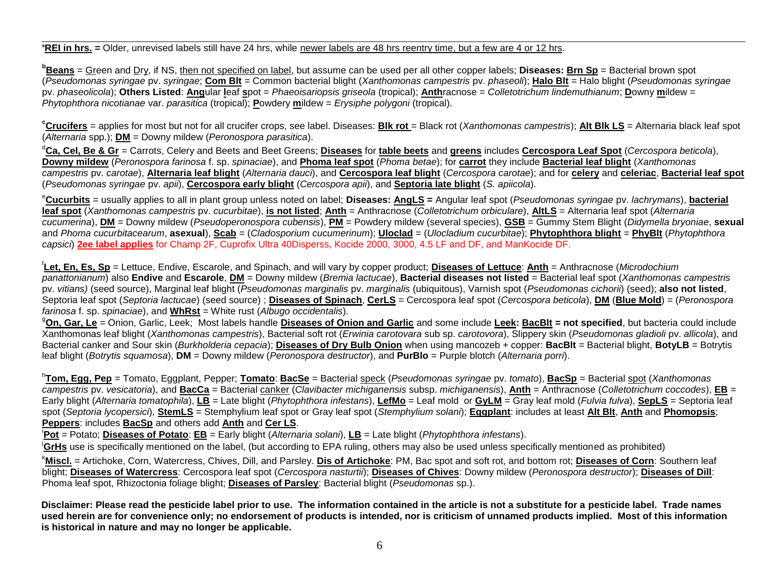[a]**REI in hrs. =** Older, unrevised labels still have 24 hrs, while newer labels are 48 hrs reentry time, but a few are 4 or 12 hrs.

[b]**Beans** = Green and Dry, if NS, then not specified on label, but assume can be used per all other copper labels; **Diseases: Brn Sp** = Bacterial brown spot (*Pseudomonas syringae* pv. *syringae*; **Com Blt** = Common bacterial blight (*Xanthomonas campestris* pv. *phaseoli*); **Halo Blt** = Halo blight (*Pseudomonas syringae* pv. *phaseolicola*); **Others Listed**: **Ang**ular **l**eaf **s**pot = *Phaeoisariopsis griseola* (tropical); **Anth**racnose = *Colletotrichum lindemuthianum*; **D**owny **m**ildew = *Phytophthora nicotianae* var. *parasitica* (tropical); **P**owdery **m**ildew = *Erysiphe polygoni* (tropical).

[c]**Crucifers** = applies for most but not for all crucifer crops, see label. Diseases: **Blk rot** = Black rot (*Xanthomonas campestris*); **Alt Blk LS** = Alternaria black leaf spot (*Alternaria* spp.); **DM** = Downy mildew (*Peronospora parasitica*).

[d]**Ca, Cel, Be & Gr** = Carrots, Celery and Beets and Beet Greens; **Diseases** for **table beets** and **greens** includes **Cercospora Leaf Spot** (*Cercospora beticola*), **Downy mildew** (*Peronospora farinosa* f. sp. *spinaciae*), and **Phoma leaf spot** (*Phoma betae*); for **carrot** they include **Bacterial leaf blight** (*Xanthomonas campestris* pv. *carotae*), **Alternaria leaf blight** (*Alternaria dauci*), and **Cercospora leaf blight** (*Cercospora carotae*); and for **celery** and **celeriac**, **Bacterial leaf spot** (*Pseudomonas syringae* pv. *apii*), **Cercospora early blight** (*Cercospora apii*), and **Septoria late blight** (*S. apiicola*).

[e]**Cucurbits** = usually applies to all in plant group unless noted on label; **Diseases: AngLS =** Angular leaf spot (*Pseudomonas syringae* pv. *lachrymans*), **bacterial leaf spot** (*Xanthomonas campestris* pv. *cucurbitae*), **is not listed**; **Anth** = Anthracnose (*Colletotrichum orbiculare*), **AltLS** = Alternaria leaf spot (*Alternaria cucumerina*), **DM** = Downy mildew (*Pseudoperonospora cubensis*), **PM** = Powdery mildew (several species), **GSB** = Gummy Stem Blight (*Didymella bryoniae*, **sexual** and *Phoma cucurbitacearum*, **asexual**), **Scab** = (*Cladosporium cucumerinum*); **Uloclad** = (*Ulocladium cucurbitae*); **Phytophthora blight** = **PhyBlt** (*Phytophthora capsici*) **2ee label applies** for Champ 2F, Cuprofix Ultra 40Disperss, Kocide 2000, 3000, 4.5 LF and DF, and ManKocide DF.

[f]**Let, En, Es, Sp** = Lettuce, Endive, Escarole, and Spinach, and will vary by copper product; **Diseases of Lettuce**: **Anth** = Anthracnose (*Microdochium panattonianum*) also **Endive** and **Escarole**, **DM** = Downy mildew (*Bremia lactucae*), **Bacterial diseases not listed** = Bacterial leaf spot (*Xanthomonas campestris* pv. *vitians)* (seed source), Marginal leaf blight (*Pseudomonas marginalis* pv. *marginalis* (ubiquitous), Varnish spot (*Pseudomonas cichorii*) (seed); **also not listed**, Septoria leaf spot (*Septoria lactucae*) (seed source) ; **Diseases of Spinach**, **CerLS** = Cercospora leaf spot (*Cercospora beticola*), **DM** (**Blue Mold**) = (*Peronospora farinosa* f. sp. *spinaciae*), and **WhRst** = White rust (*Albugo occidentalis*).

[g]**On, Gar, Le** = Onion, Garlic, Leek; Most labels handle **Diseases of Onion and Garlic** and some include **Leek: BacBlt = not specified**, but bacteria could include Xanthomonas leaf blight (*Xanthomonas campestris*), Bacterial soft rot (*Erwinia carotovara* sub sp. *carotovora*), Slippery skin (*Pseudomonas gladioli* pv. *allicola*), and Bacterial canker and Sour skin (*Burkholderia cepacia*); **Diseases of Dry Bulb Onion** when using mancozeb + copper: **BacBlt** = Bacterial blight, **BotyLB** = Botrytis leaf blight (*Botrytis squamosa*), **DM** = Downy mildew (*Peronospora destructor*), and **PurBlo** = Purple blotch (*Alternaria porri*).

[h]**Tom, Egg, Pep** = Tomato, Eggplant, Pepper; **Tomato**: **BacSe** = Bacterial speck (*Pseudomonas syringae* pv. *tomato*), **BacSp** = Bacterial spot (*Xanthomonas campestris* pv. *vesicatoria*), and **BacCa** = Bacterial canker (*Clavibacter michiganensis* subsp. *michiganensis*), **Anth** = Anthracnose (*Colletotrichum coccodes*), **EB** = Early blight (*Alternaria tomatophila*), **LB** = Late blight (*Phytophthora infestans*), **LefMo** = Leaf mold or **GyLM** = Gray leaf mold (*Fulvia fulva*), **SepLS** = Septoria leaf spot (*Septoria lycopersici*), **StemLS** = Stemphylium leaf spot or Gray leaf spot (*Stemphylium solani*); **Eggplant**: includes at least **Alt Blt**, **Anth** and **Phomopsis**; **Peppers**: includes **BacSp** and others add **Anth** and **Cer LS**.

[i]**Pot** = Potato; **Diseases of Potato**: **EB** = Early blight (*Alternaria solani*), **LB** = Late blight (*Phytophthora infestans*).

[j]**GrHs** use is specifically mentioned on the label, (but according to EPA ruling, others may also be used unless specifically mentioned as prohibited)

[k]**Miscl.** = Artichoke, Corn, Watercress, Chives, Dill, and Parsley. **Dis of Artichoke**: PM, Bac spot and soft rot, and bottom rot; **Diseases of Corn**: Southern leaf blight; **Diseases of Watercress**: Cercospora leaf spot (*Cercospora nasturtii*); **Diseases of Chives**: Downy mildew (*Peronospora destructor*); **Diseases of Dill**: Phoma leaf spot, Rhizoctonia foliage blight; **Diseases of Parsley**: Bacterial blight (*Pseudomonas* sp.).

**Disclaimer: Please read the pesticide label prior to use. The information contained in the article is not a substitute for a pesticide label. Trade names used herein are for convenience only; no endorsement of products is intended, nor is criticism of unnamed products implied. Most of this information is historical in nature and may no longer be applicable.**